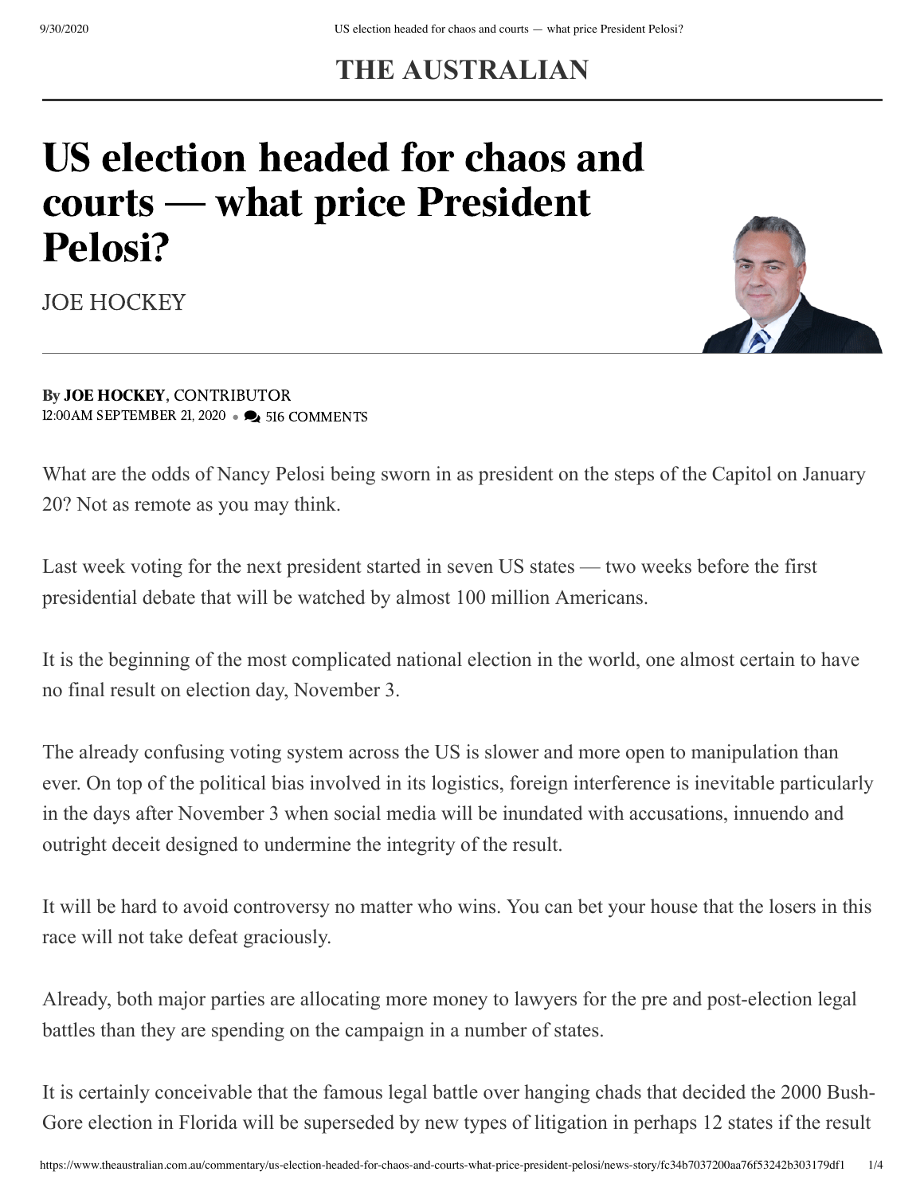# THE AUSTRALIAN

# US election headed for chaos and courts — what price President Pelosi?

JOE HOCKEY

By **JOE HOCKEY**, CONTRIBUTOR
12:00AM SEPTEMBER 21, 2020 • 516 COMMENTS

What are the odds of Nancy Pelosi being sworn in as president on the steps of the Capitol on January 20? Not as remote as you may think.

Last week voting for the next president started in seven US states — two weeks before the first presidential debate that will be watched by almost 100 million Americans.

It is the beginning of the most complicated national election in the world, one almost certain to have no final result on election day, November 3.

The already confusing voting system across the US is slower and more open to manipulation than ever. On top of the political bias involved in its logistics, foreign interference is inevitable particularly in the days after November 3 when social media will be inundated with accusations, innuendo and outright deceit designed to undermine the integrity of the result.

It will be hard to avoid controversy no matter who wins. You can bet your house that the losers in this race will not take defeat graciously.

Already, both major parties are allocating more money to lawyers for the pre and post-election legal battles than they are spending on the campaign in a number of states.

It is certainly conceivable that the famous legal battle over hanging chads that decided the 2000 Bush-Gore election in Florida will be superseded by new types of litigation in perhaps 12 states if the result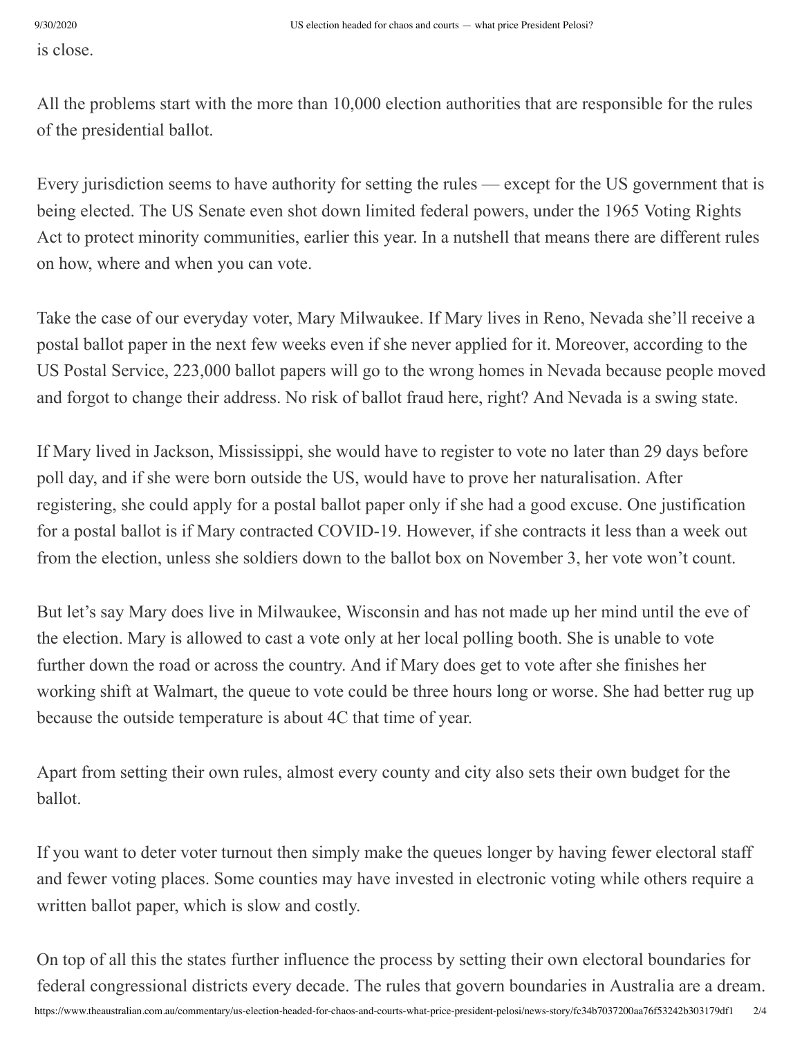is close.

All the problems start with the more than 10,000 election authorities that are responsible for the rules of the presidential ballot.

Every jurisdiction seems to have authority for setting the rules — except for the US government that is being elected. The US Senate even shot down limited federal powers, under the 1965 Voting Rights Act to protect minority communities, earlier this year. In a nutshell that means there are different rules on how, where and when you can vote.

Take the case of our everyday voter, Mary Milwaukee. If Mary lives in Reno, Nevada she'll receive a postal ballot paper in the next few weeks even if she never applied for it. Moreover, according to the US Postal Service, 223,000 ballot papers will go to the wrong homes in Nevada because people moved and forgot to change their address. No risk of ballot fraud here, right? And Nevada is a swing state.

If Mary lived in Jackson, Mississippi, she would have to register to vote no later than 29 days before poll day, and if she were born outside the US, would have to prove her naturalisation. After registering, she could apply for a postal ballot paper only if she had a good excuse. One justification for a postal ballot is if Mary contracted COVID-19. However, if she contracts it less than a week out from the election, unless she soldiers down to the ballot box on November 3, her vote won't count.

But let's say Mary does live in Milwaukee, Wisconsin and has not made up her mind until the eve of the election. Mary is allowed to cast a vote only at her local polling booth. She is unable to vote further down the road or across the country. And if Mary does get to vote after she finishes her working shift at Walmart, the queue to vote could be three hours long or worse. She had better rug up because the outside temperature is about 4C that time of year.

Apart from setting their own rules, almost every county and city also sets their own budget for the ballot.

If you want to deter voter turnout then simply make the queues longer by having fewer electoral staff and fewer voting places. Some counties may have invested in electronic voting while others require a written ballot paper, which is slow and costly.

On top of all this the states further influence the process by setting their own electoral boundaries for federal congressional districts every decade. The rules that govern boundaries in Australia are a dream.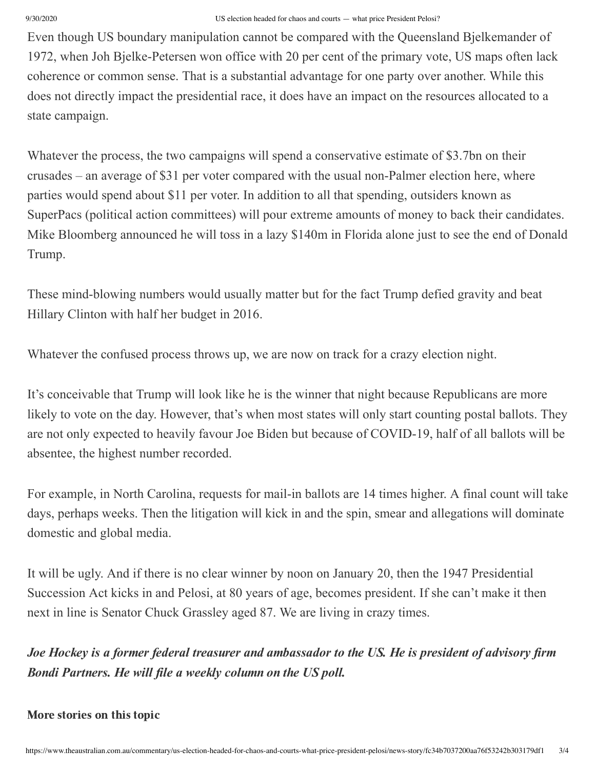Even though US boundary manipulation cannot be compared with the Queensland Bjelkemander of 1972, when Joh Bjelke-Petersen won office with 20 per cent of the primary vote, US maps often lack coherence or common sense. That is a substantial advantage for one party over another. While this does not directly impact the presidential race, it does have an impact on the resources allocated to a state campaign.

Whatever the process, the two campaigns will spend a conservative estimate of $3.7bn on their crusades – an average of $31 per voter compared with the usual non-Palmer election here, where parties would spend about $11 per voter. In addition to all that spending, outsiders known as SuperPacs (political action committees) will pour extreme amounts of money to back their candidates. Mike Bloomberg announced he will toss in a lazy $140m in Florida alone just to see the end of Donald Trump.

These mind-blowing numbers would usually matter but for the fact Trump defied gravity and beat Hillary Clinton with half her budget in 2016.

Whatever the confused process throws up, we are now on track for a crazy election night.

It's conceivable that Trump will look like he is the winner that night because Republicans are more likely to vote on the day. However, that's when most states will only start counting postal ballots. They are not only expected to heavily favour Joe Biden but because of COVID-19, half of all ballots will be absentee, the highest number recorded.

For example, in North Carolina, requests for mail-in ballots are 14 times higher. A final count will take days, perhaps weeks. Then the litigation will kick in and the spin, smear and allegations will dominate domestic and global media.

It will be ugly. And if there is no clear winner by noon on January 20, then the 1947 Presidential Succession Act kicks in and Pelosi, at 80 years of age, becomes president. If she can't make it then next in line is Senator Chuck Grassley aged 87. We are living in crazy times.

***Joe Hockey is a former federal treasurer and ambassador to the US. He is president of advisory firm Bondi Partners. He will file a weekly column on the US poll.***

**More stories on this topic**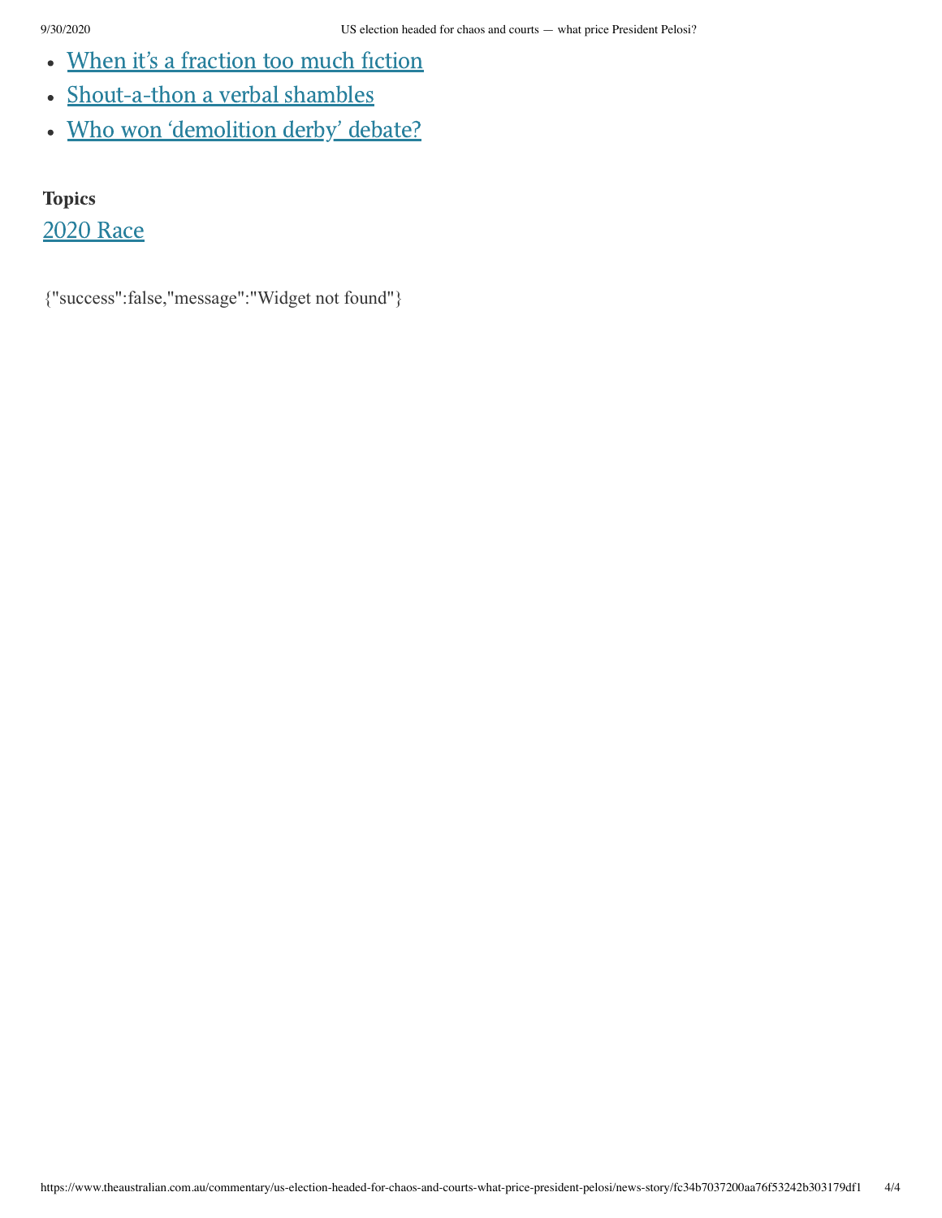- When it's a fraction too much fiction
- Shout-a-thon a verbal shambles
- Who won 'demolition derby' debate?

**Topics**

2020 Race

{"success":false,"message":"Widget not found"}